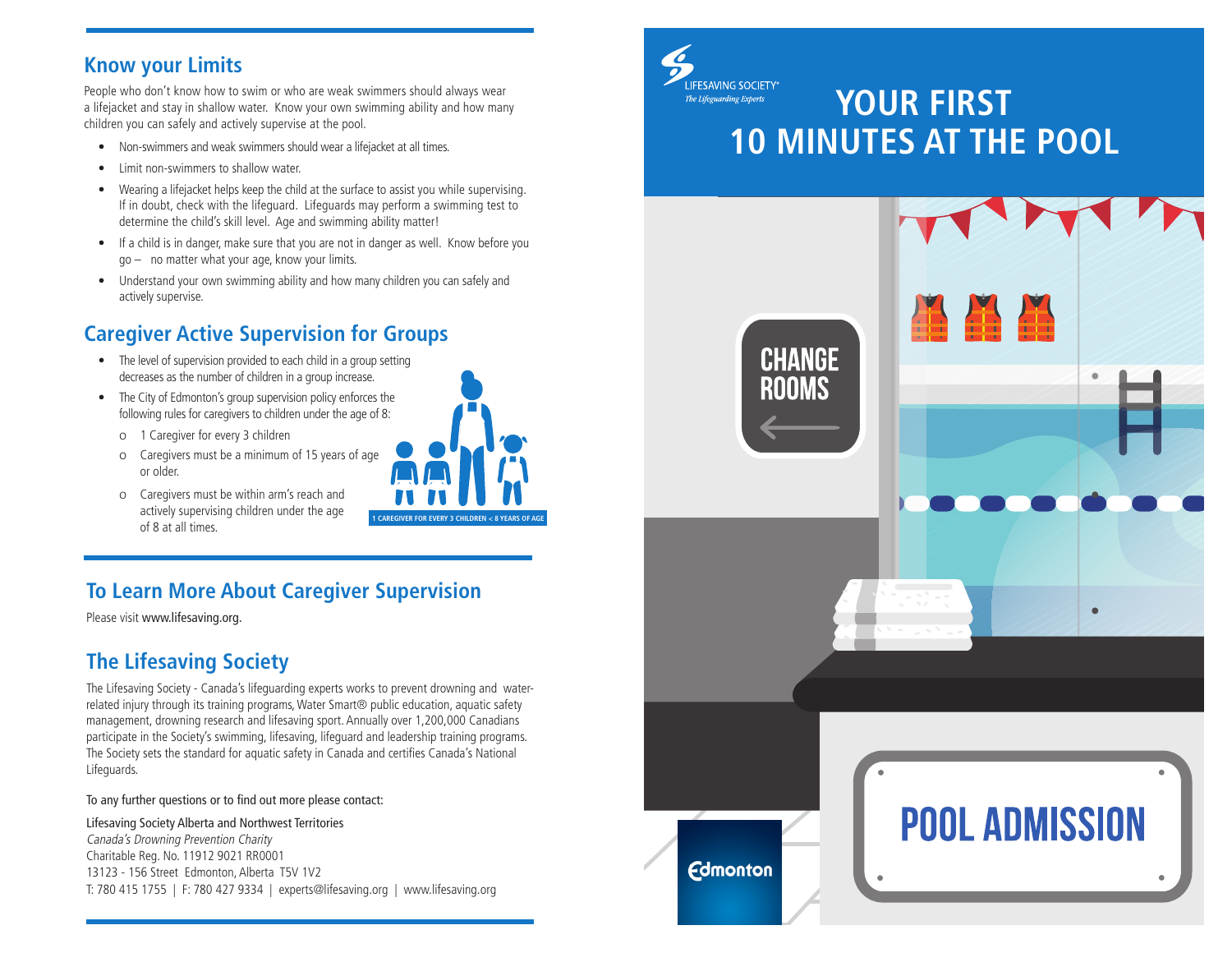## Know your Limits

People who don't know how to swim or who are weak swimmers should always wear a lifejacket and stay in shallow water. Know your own swimming ability and how many children you can safely and actively supervise at the pool.

- Non-swimmers and weak swimmers should wear a lifejacket at all times.
- Limit non-swimmers to shallow water.
- Wearing a lifejacket helps keep the child at the surface to assist you while supervising. If in doubt, check with the lifeguard. Lifeguards may perform a swimming test to determine the child's skill level. Age and swimming ability matter!
- If a child is in danger, make sure that you are not in danger as well. Know before you go – no matter what your age, know your limits.
- Understand your own swimming ability and how many children you can safely and actively supervise.

## Caregiver Active Supervision for Groups

- The level of supervision provided to each child in a group setting decreases as the number of children in a group increase.
- The City of Edmonton's group supervision policy enforces the following rules for caregivers to children under the age of 8:
  - 1 Caregiver for every 3 children
  - Caregivers must be a minimum of 15 years of age or older.
  - Caregivers must be within arm's reach and actively supervising children under the age of 8 at all times.

1 CAREGIVER FOR EVERY 3 CHILDREN < 8 YEARS OF AGE

## To Learn More About Caregiver Supervision

Please visit www.lifesaving.org.

## The Lifesaving Society

The Lifesaving Society - Canada's lifeguarding experts works to prevent drowning and water-related injury through its training programs, Water Smart® public education, aquatic safety management, drowning research and lifesaving sport. Annually over 1,200,000 Canadians participate in the Society's swimming, lifesaving, lifeguard and leadership training programs. The Society sets the standard for aquatic safety in Canada and certifies Canada's National Lifeguards.

To any further questions or to find out more please contact:

Lifesaving Society Alberta and Northwest Territories
*Canada's Drowning Prevention Charity*
Charitable Reg. No. 11912 9021 RR0001
13123 - 156 Street Edmonton, Alberta T5V 1V2
T: 780 415 1755 | F: 780 427 9334 | experts@lifesaving.org | www.lifesaving.org

LIFESAVING SOCIETY®
*The Lifeguarding Experts*

# YOUR FIRST 10 MINUTES AT THE POOL

CHANGE ROOMS

POOL ADMISSION

Edmonton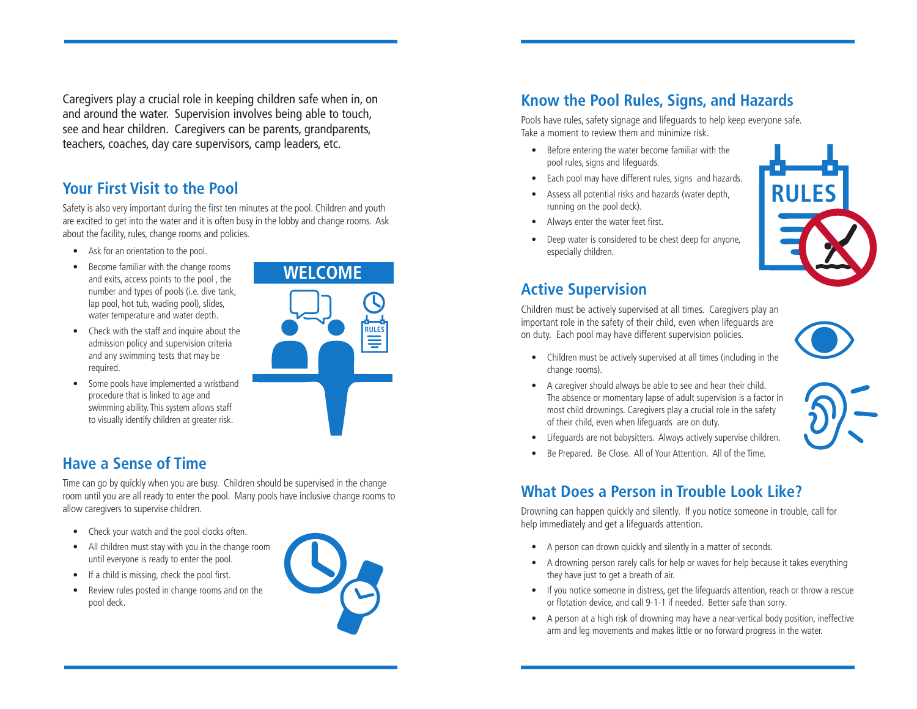Caregivers play a crucial role in keeping children safe when in, on and around the water. Supervision involves being able to touch, see and hear children. Caregivers can be parents, grandparents, teachers, coaches, day care supervisors, camp leaders, etc.

## Your First Visit to the Pool

Safety is also very important during the first ten minutes at the pool. Children and youth are excited to get into the water and it is often busy in the lobby and change rooms. Ask about the facility, rules, change rooms and policies.

- Ask for an orientation to the pool.
- Become familiar with the change rooms and exits, access points to the pool , the number and types of pools (i.e. dive tank, lap pool, hot tub, wading pool), slides, water temperature and water depth.
- Check with the staff and inquire about the admission policy and supervision criteria and any swimming tests that may be required.
- Some pools have implemented a wristband procedure that is linked to age and swimming ability. This system allows staff to visually identify children at greater risk.

## Have a Sense of Time

Time can go by quickly when you are busy. Children should be supervised in the change room until you are all ready to enter the pool. Many pools have inclusive change rooms to allow caregivers to supervise children.

- Check your watch and the pool clocks often.
- All children must stay with you in the change room until everyone is ready to enter the pool.
- If a child is missing, check the pool first.
- Review rules posted in change rooms and on the pool deck.

## Know the Pool Rules, Signs, and Hazards

Pools have rules, safety signage and lifeguards to help keep everyone safe. Take a moment to review them and minimize risk.

- Before entering the water become familiar with the pool rules, signs and lifeguards.
- Each pool may have different rules, signs and hazards.
- Assess all potential risks and hazards (water depth, running on the pool deck).
- Always enter the water feet first.
- Deep water is considered to be chest deep for anyone, especially children.

## Active Supervision

Children must be actively supervised at all times. Caregivers play an important role in the safety of their child, even when lifeguards are on duty. Each pool may have different supervision policies.

- Children must be actively supervised at all times (including in the change rooms).
- A caregiver should always be able to see and hear their child. The absence or momentary lapse of adult supervision is a factor in most child drownings. Caregivers play a crucial role in the safety of their child, even when lifeguards are on duty.
- Lifeguards are not babysitters. Always actively supervise children.
- Be Prepared. Be Close. All of Your Attention. All of the Time.

## What Does a Person in Trouble Look Like?

Drowning can happen quickly and silently. If you notice someone in trouble, call for help immediately and get a lifeguards attention.

- A person can drown quickly and silently in a matter of seconds.
- A drowning person rarely calls for help or waves for help because it takes everything they have just to get a breath of air.
- If you notice someone in distress, get the lifeguards attention, reach or throw a rescue or flotation device, and call 9-1-1 if needed. Better safe than sorry.
- A person at a high risk of drowning may have a near-vertical body position, ineffective arm and leg movements and makes little or no forward progress in the water.